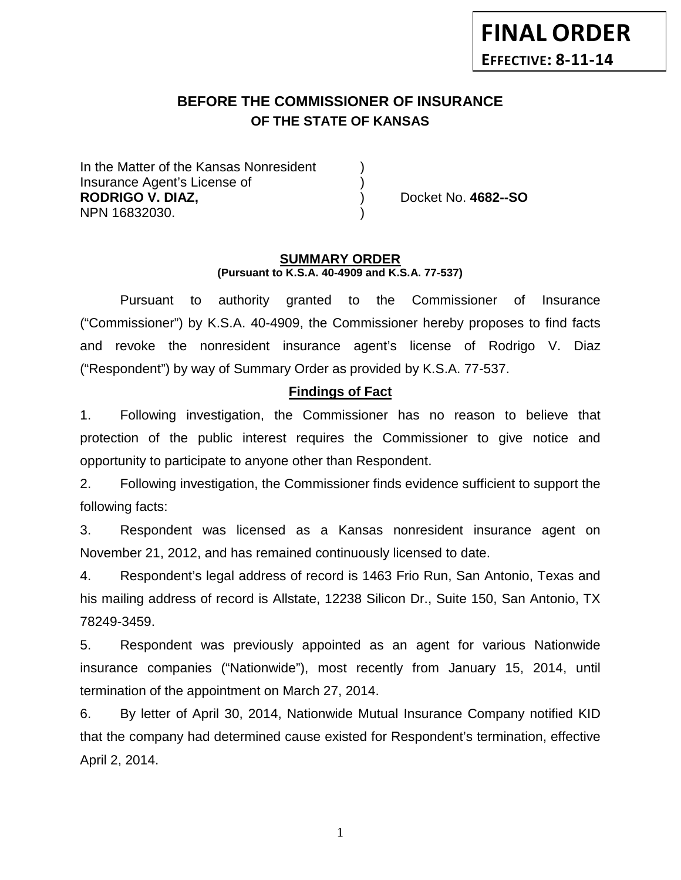**FINAL ORDER**
**EFFECTIVE: 8-11-14**

# BEFORE THE COMMISSIONER OF INSURANCE
## OF THE STATE OF KANSAS

In the Matter of the Kansas Nonresident )
Insurance Agent's License of )
**RODRIGO V. DIAZ,** ) Docket No. **4682--SO**
NPN 16832030. )

**SUMMARY ORDER**
**(Pursuant to K.S.A. 40-4909 and K.S.A. 77-537)**

Pursuant to authority granted to the Commissioner of Insurance ("Commissioner") by K.S.A. 40-4909, the Commissioner hereby proposes to find facts and revoke the nonresident insurance agent's license of Rodrigo V. Diaz ("Respondent") by way of Summary Order as provided by K.S.A. 77-537.

**Findings of Fact**

1. Following investigation, the Commissioner has no reason to believe that protection of the public interest requires the Commissioner to give notice and opportunity to participate to anyone other than Respondent.

2. Following investigation, the Commissioner finds evidence sufficient to support the following facts:

3. Respondent was licensed as a Kansas nonresident insurance agent on November 21, 2012, and has remained continuously licensed to date.

4. Respondent's legal address of record is 1463 Frio Run, San Antonio, Texas and his mailing address of record is Allstate, 12238 Silicon Dr., Suite 150, San Antonio, TX 78249-3459.

5. Respondent was previously appointed as an agent for various Nationwide insurance companies ("Nationwide"), most recently from January 15, 2014, until termination of the appointment on March 27, 2014.

6. By letter of April 30, 2014, Nationwide Mutual Insurance Company notified KID that the company had determined cause existed for Respondent's termination, effective April 2, 2014.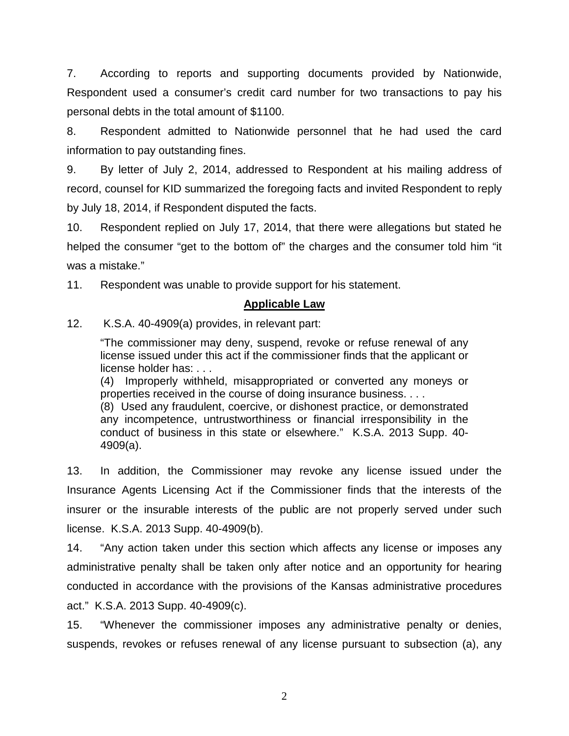7. According to reports and supporting documents provided by Nationwide, Respondent used a consumer's credit card number for two transactions to pay his personal debts in the total amount of $1100.

8. Respondent admitted to Nationwide personnel that he had used the card information to pay outstanding fines.

9. By letter of July 2, 2014, addressed to Respondent at his mailing address of record, counsel for KID summarized the foregoing facts and invited Respondent to reply by July 18, 2014, if Respondent disputed the facts.

10. Respondent replied on July 17, 2014, that there were allegations but stated he helped the consumer "get to the bottom of" the charges and the consumer told him "it was a mistake."

11. Respondent was unable to provide support for his statement.

## Applicable Law

12. K.S.A. 40-4909(a) provides, in relevant part:

> "The commissioner may deny, suspend, revoke or refuse renewal of any license issued under this act if the commissioner finds that the applicant or license holder has: . . .
> (4) Improperly withheld, misappropriated or converted any moneys or properties received in the course of doing insurance business. . . .
> (8) Used any fraudulent, coercive, or dishonest practice, or demonstrated any incompetence, untrustworthiness or financial irresponsibility in the conduct of business in this state or elsewhere." K.S.A. 2013 Supp. 40-4909(a).

13. In addition, the Commissioner may revoke any license issued under the Insurance Agents Licensing Act if the Commissioner finds that the interests of the insurer or the insurable interests of the public are not properly served under such license. K.S.A. 2013 Supp. 40-4909(b).

14. "Any action taken under this section which affects any license or imposes any administrative penalty shall be taken only after notice and an opportunity for hearing conducted in accordance with the provisions of the Kansas administrative procedures act." K.S.A. 2013 Supp. 40-4909(c).

15. "Whenever the commissioner imposes any administrative penalty or denies, suspends, revokes or refuses renewal of any license pursuant to subsection (a), any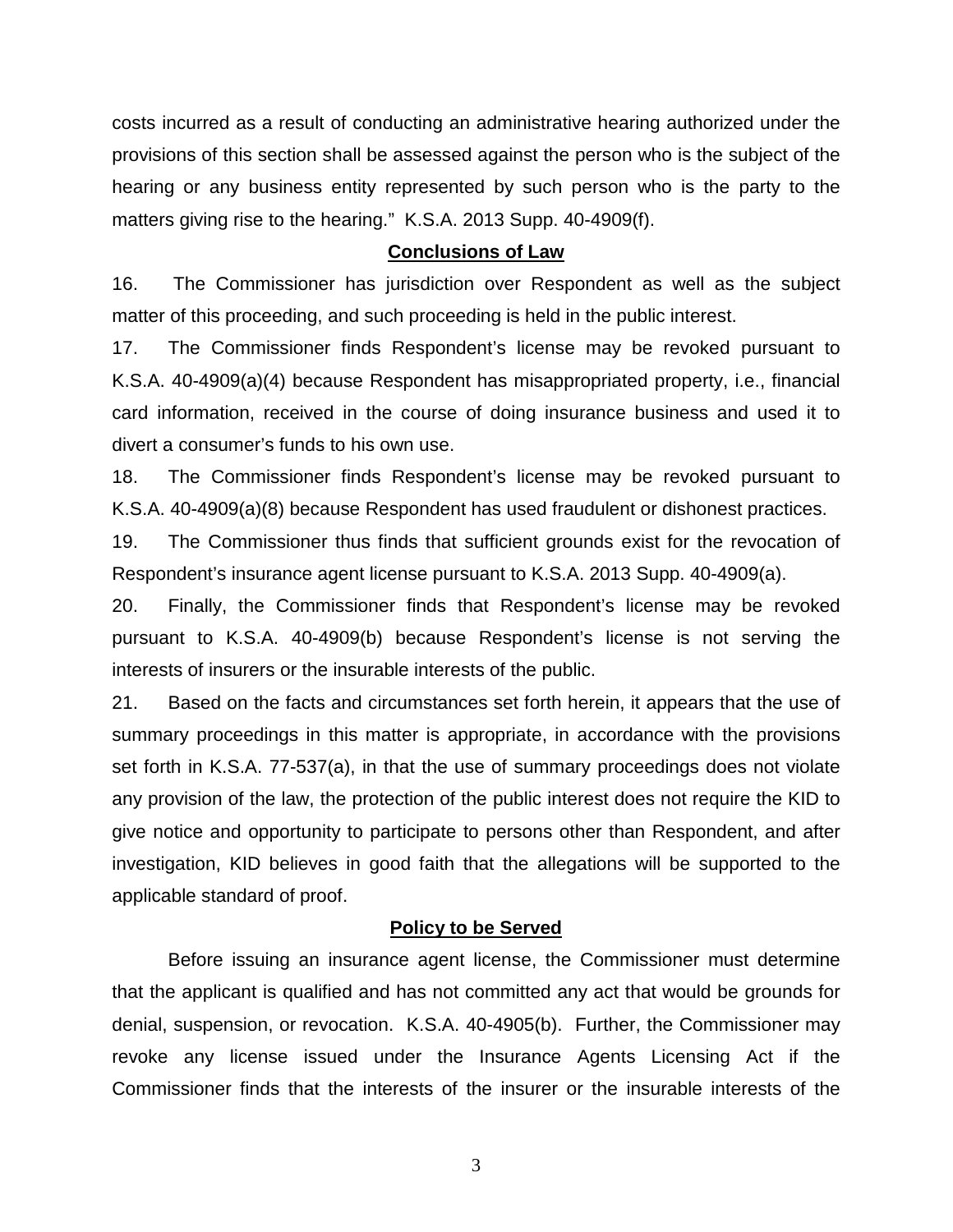costs incurred as a result of conducting an administrative hearing authorized under the provisions of this section shall be assessed against the person who is the subject of the hearing or any business entity represented by such person who is the party to the matters giving rise to the hearing." K.S.A. 2013 Supp. 40-4909(f).

## Conclusions of Law

16. The Commissioner has jurisdiction over Respondent as well as the subject matter of this proceeding, and such proceeding is held in the public interest.

17. The Commissioner finds Respondent's license may be revoked pursuant to K.S.A. 40-4909(a)(4) because Respondent has misappropriated property, i.e., financial card information, received in the course of doing insurance business and used it to divert a consumer's funds to his own use.

18. The Commissioner finds Respondent's license may be revoked pursuant to K.S.A. 40-4909(a)(8) because Respondent has used fraudulent or dishonest practices.

19. The Commissioner thus finds that sufficient grounds exist for the revocation of Respondent's insurance agent license pursuant to K.S.A. 2013 Supp. 40-4909(a).

20. Finally, the Commissioner finds that Respondent's license may be revoked pursuant to K.S.A. 40-4909(b) because Respondent's license is not serving the interests of insurers or the insurable interests of the public.

21. Based on the facts and circumstances set forth herein, it appears that the use of summary proceedings in this matter is appropriate, in accordance with the provisions set forth in K.S.A. 77-537(a), in that the use of summary proceedings does not violate any provision of the law, the protection of the public interest does not require the KID to give notice and opportunity to participate to persons other than Respondent, and after investigation, KID believes in good faith that the allegations will be supported to the applicable standard of proof.

## Policy to be Served

Before issuing an insurance agent license, the Commissioner must determine that the applicant is qualified and has not committed any act that would be grounds for denial, suspension, or revocation. K.S.A. 40-4905(b). Further, the Commissioner may revoke any license issued under the Insurance Agents Licensing Act if the Commissioner finds that the interests of the insurer or the insurable interests of the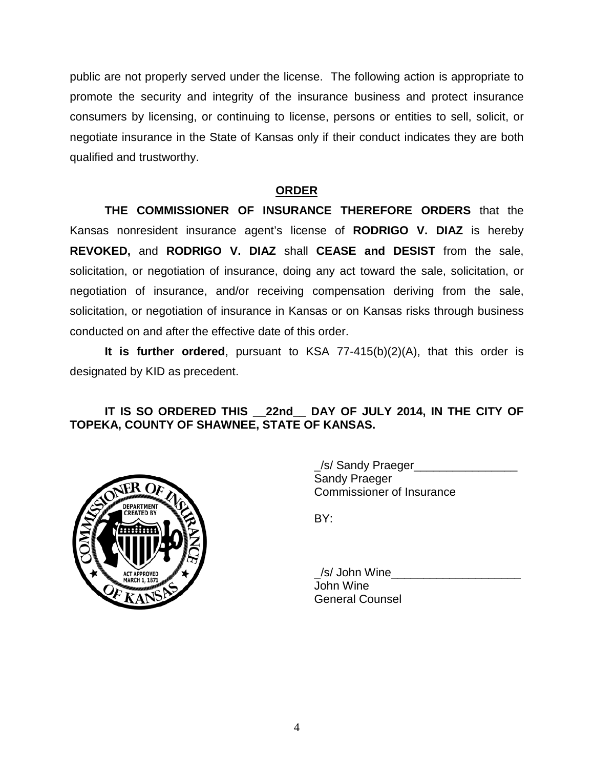public are not properly served under the license. The following action is appropriate to promote the security and integrity of the insurance business and protect insurance consumers by licensing, or continuing to license, persons or entities to sell, solicit, or negotiate insurance in the State of Kansas only if their conduct indicates they are both qualified and trustworthy.

## **ORDER**

**THE COMMISSIONER OF INSURANCE THEREFORE ORDERS** that the Kansas nonresident insurance agent's license of **RODRIGO V. DIAZ** is hereby **REVOKED,** and **RODRIGO V. DIAZ** shall **CEASE and DESIST** from the sale, solicitation, or negotiation of insurance, doing any act toward the sale, solicitation, or negotiation of insurance, and/or receiving compensation deriving from the sale, solicitation, or negotiation of insurance in Kansas or on Kansas risks through business conducted on and after the effective date of this order.

**It is further ordered**, pursuant to KSA 77-415(b)(2)(A), that this order is designated by KID as precedent.

**IT IS SO ORDERED THIS __22nd__ DAY OF JULY 2014, IN THE CITY OF TOPEKA, COUNTY OF SHAWNEE, STATE OF KANSAS.**

_/s/ Sandy Praeger________________
Sandy Praeger
Commissioner of Insurance

BY:

_/s/ John Wine____________________
John Wine
General Counsel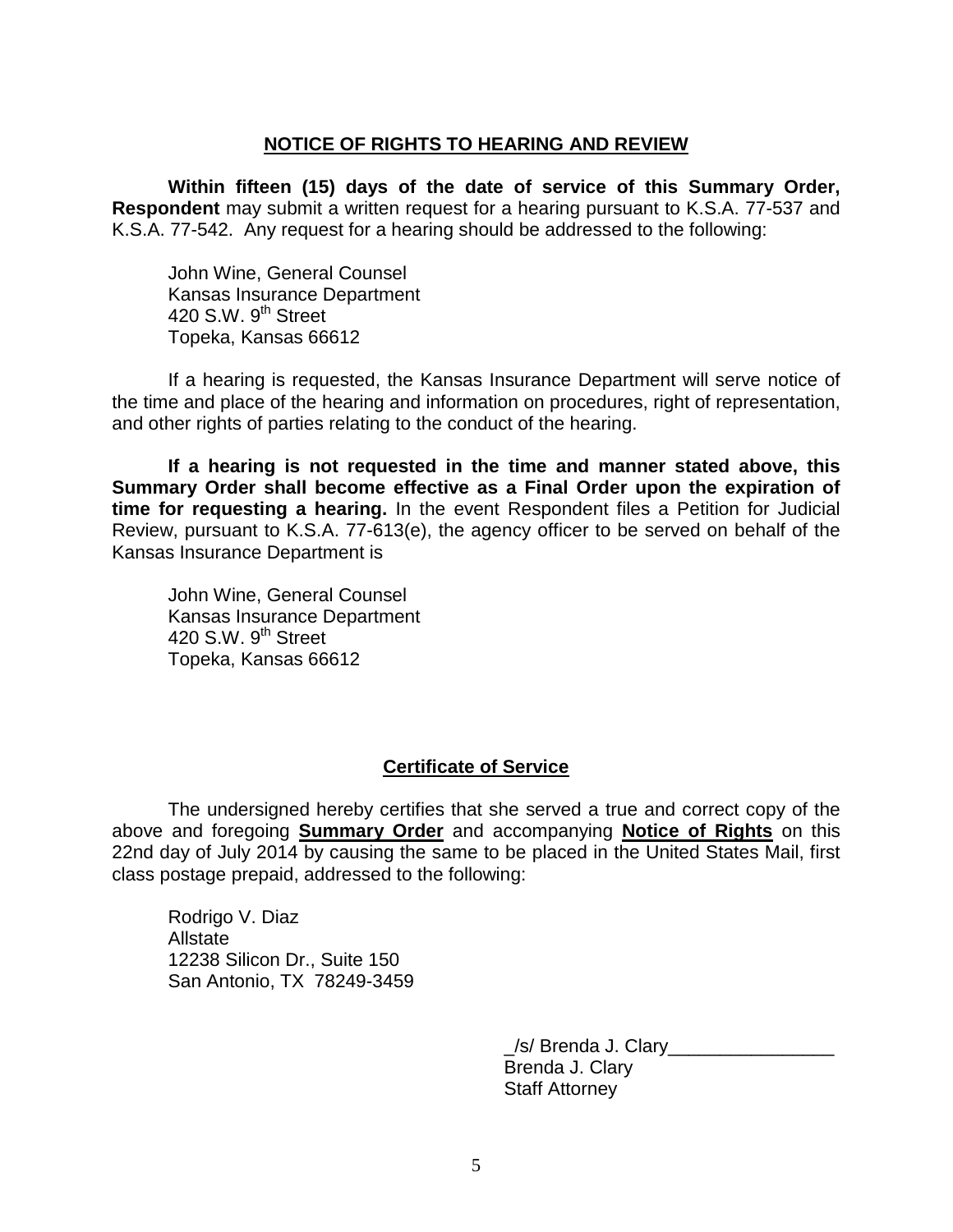## NOTICE OF RIGHTS TO HEARING AND REVIEW

**Within fifteen (15) days of the date of service of this Summary Order, Respondent** may submit a written request for a hearing pursuant to K.S.A. 77-537 and K.S.A. 77-542. Any request for a hearing should be addressed to the following:

John Wine, General Counsel
Kansas Insurance Department
420 S.W. 9th Street
Topeka, Kansas 66612

If a hearing is requested, the Kansas Insurance Department will serve notice of the time and place of the hearing and information on procedures, right of representation, and other rights of parties relating to the conduct of the hearing.

**If a hearing is not requested in the time and manner stated above, this Summary Order shall become effective as a Final Order upon the expiration of time for requesting a hearing.** In the event Respondent files a Petition for Judicial Review, pursuant to K.S.A. 77-613(e), the agency officer to be served on behalf of the Kansas Insurance Department is

John Wine, General Counsel
Kansas Insurance Department
420 S.W. 9th Street
Topeka, Kansas 66612

## Certificate of Service

The undersigned hereby certifies that she served a true and correct copy of the above and foregoing **Summary Order** and accompanying **Notice of Rights** on this 22nd day of July 2014 by causing the same to be placed in the United States Mail, first class postage prepaid, addressed to the following:

Rodrigo V. Diaz
Allstate
12238 Silicon Dr., Suite 150
San Antonio, TX 78249-3459

_/s/ Brenda J. Clary________________
Brenda J. Clary
Staff Attorney